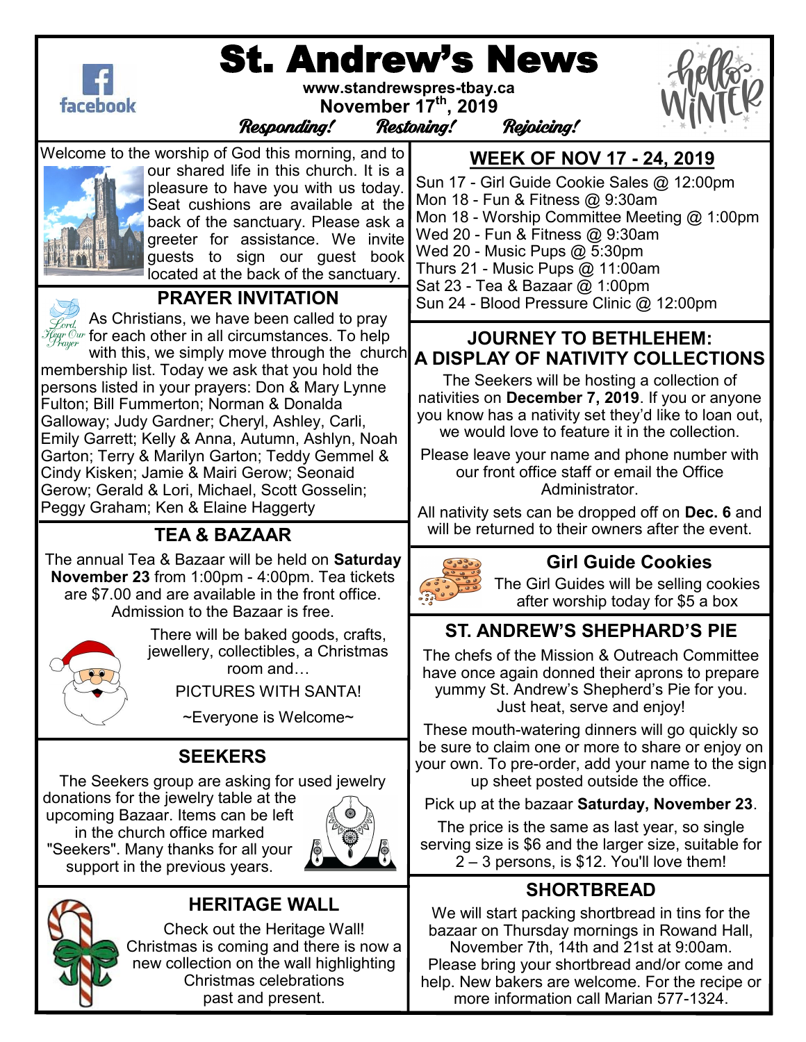# St. Andrew's News

www.standrewspres-tbay.ca

November 17th, 2019

*Responding! Restoring! Rejoicing!*

Welcome to the worship of God this morning, and to our shared life in this church. It is a pleasure to have you with us today. Seat cushions are available at the back of the sanctuary. Please ask a greeter for assistance. We invite guests to sign our guest book located at the back of the sanctuary.

## PRAYER INVITATION

As Christians, we have been called to pray for each other in all circumstances. To help with this, we simply move through the church membership list. Today we ask that you hold the persons listed in your prayers: Don & Mary Lynne Fulton; Bill Fummerton; Norman & Donalda Galloway; Judy Gardner; Cheryl, Ashley, Carli, Emily Garrett; Kelly & Anna, Autumn, Ashlyn, Noah Garton; Terry & Marilyn Garton; Teddy Gemmel & Cindy Kisken; Jamie & Mairi Gerow; Seonaid Gerow; Gerald & Lori, Michael, Scott Gosselin; Peggy Graham; Ken & Elaine Haggerty

## TEA & BAZAAR

The annual Tea & Bazaar will be held on **Saturday November 23** from 1:00pm - 4:00pm. Tea tickets are $7.00 and are available in the front office. Admission to the Bazaar is free.

There will be baked goods, crafts, jewellery, collectibles, a Christmas room and…

PICTURES WITH SANTA!

~Everyone is Welcome~

## SEEKERS

The Seekers group are asking for used jewelry donations for the jewelry table at the upcoming Bazaar. Items can be left in the church office marked "Seekers". Many thanks for all your support in the previous years.

## HERITAGE WALL

Check out the Heritage Wall! Christmas is coming and there is now a new collection on the wall highlighting Christmas celebrations past and present.

## WEEK OF NOV 17 - 24, 2019

Sun 17 - Girl Guide Cookie Sales @ 12:00pm
Mon 18 - Fun & Fitness @ 9:30am
Mon 18 - Worship Committee Meeting @ 1:00pm
Wed 20 - Fun & Fitness @ 9:30am
Wed 20 - Music Pups @ 5:30pm
Thurs 21 - Music Pups @ 11:00am
Sat 23 - Tea & Bazaar @ 1:00pm
Sun 24 - Blood Pressure Clinic @ 12:00pm

## JOURNEY TO BETHLEHEM: A DISPLAY OF NATIVITY COLLECTIONS

The Seekers will be hosting a collection of nativities on **December 7, 2019**. If you or anyone you know has a nativity set they'd like to loan out, we would love to feature it in the collection.

Please leave your name and phone number with our front office staff or email the Office Administrator.

All nativity sets can be dropped off on **Dec. 6** and will be returned to their owners after the event.

## Girl Guide Cookies

The Girl Guides will be selling cookies after worship today for $5 a box

## ST. ANDREW'S SHEPHARD'S PIE

The chefs of the Mission & Outreach Committee have once again donned their aprons to prepare yummy St. Andrew's Shepherd's Pie for you. Just heat, serve and enjoy!

These mouth-watering dinners will go quickly so be sure to claim one or more to share or enjoy on your own. To pre-order, add your name to the sign up sheet posted outside the office.

Pick up at the bazaar **Saturday, November 23**.

The price is the same as last year, so single serving size is $6 and the larger size, suitable for 2 – 3 persons, is $12. You'll love them!

## SHORTBREAD

We will start packing shortbread in tins for the bazaar on Thursday mornings in Rowand Hall, November 7th, 14th and 21st at 9:00am. Please bring your shortbread and/or come and help. New bakers are welcome. For the recipe or more information call Marian 577-1324.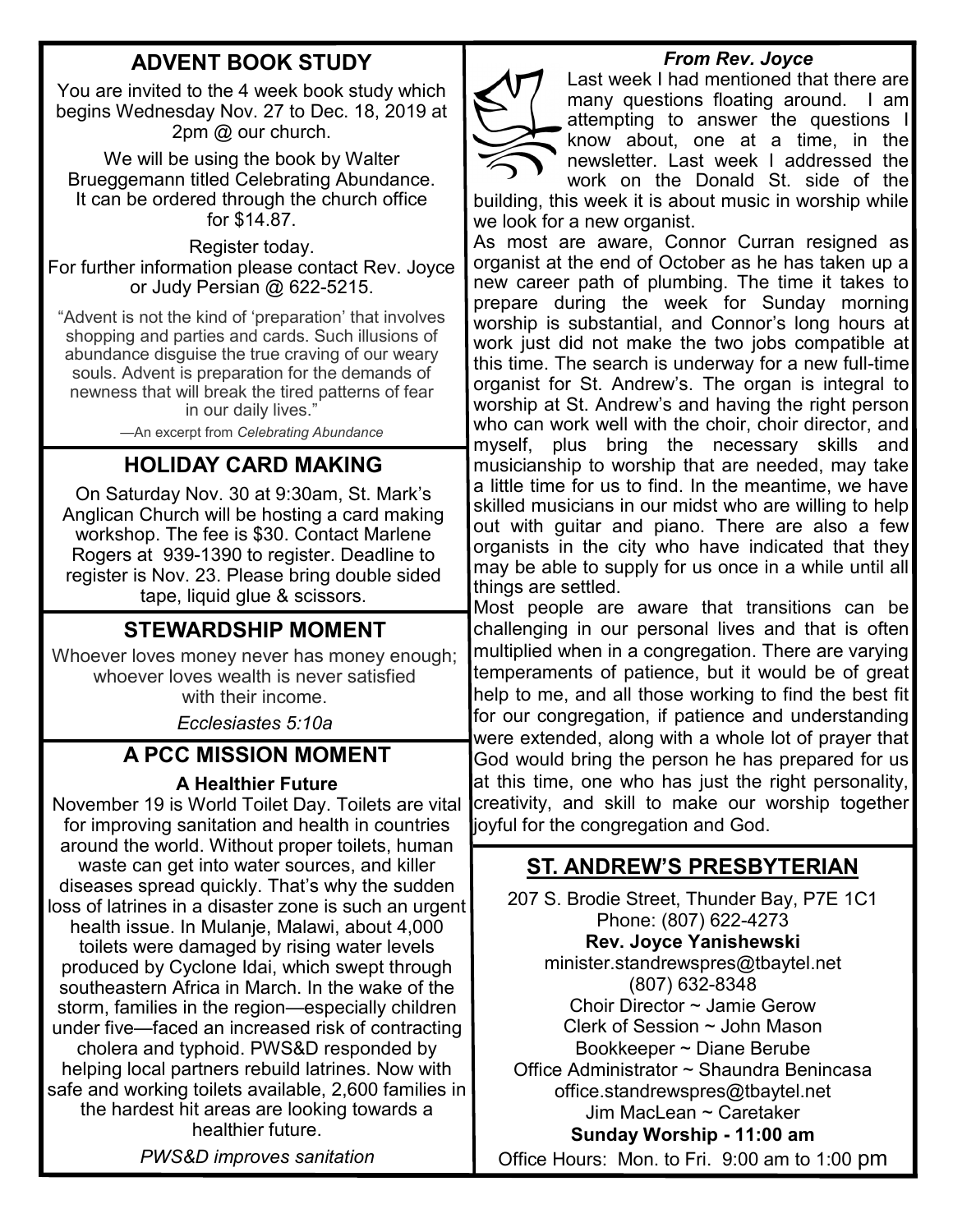## ADVENT BOOK STUDY

You are invited to the 4 week book study which begins Wednesday Nov. 27 to Dec. 18, 2019 at 2pm @ our church.

We will be using the book by Walter Brueggemann titled Celebrating Abundance. It can be ordered through the church office for $14.87.

Register today.
For further information please contact Rev. Joyce or Judy Persian @ 622-5215.

"Advent is not the kind of 'preparation' that involves shopping and parties and cards. Such illusions of abundance disguise the true craving of our weary souls. Advent is preparation for the demands of newness that will break the tired patterns of fear in our daily lives."

—An excerpt from *Celebrating Abundance*

## HOLIDAY CARD MAKING

On Saturday Nov. 30 at 9:30am, St. Mark's Anglican Church will be hosting a card making workshop. The fee is $30. Contact Marlene Rogers at 939-1390 to register. Deadline to register is Nov. 23. Please bring double sided tape, liquid glue & scissors.

## STEWARDSHIP MOMENT

Whoever loves money never has money enough; whoever loves wealth is never satisfied with their income.

*Ecclesiastes 5:10a*

## A PCC MISSION MOMENT

**A Healthier Future**

November 19 is World Toilet Day. Toilets are vital for improving sanitation and health in countries around the world. Without proper toilets, human waste can get into water sources, and killer diseases spread quickly. That's why the sudden loss of latrines in a disaster zone is such an urgent health issue. In Mulanje, Malawi, about 4,000 toilets were damaged by rising water levels produced by Cyclone Idai, which swept through southeastern Africa in March. In the wake of the storm, families in the region—especially children under five—faced an increased risk of contracting cholera and typhoid. PWS&D responded by helping local partners rebuild latrines. Now with safe and working toilets available, 2,600 families in the hardest hit areas are looking towards a healthier future.

*PWS&D improves sanitation*

### *From Rev. Joyce*

Last week I had mentioned that there are many questions floating around. I am attempting to answer the questions I know about, one at a time, in the newsletter. Last week I addressed the work on the Donald St. side of the building, this week it is about music in worship while we look for a new organist.

As most are aware, Connor Curran resigned as organist at the end of October as he has taken up a new career path of plumbing. The time it takes to prepare during the week for Sunday morning worship is substantial, and Connor's long hours at work just did not make the two jobs compatible at this time. The search is underway for a new full-time organist for St. Andrew's. The organ is integral to worship at St. Andrew's and having the right person who can work well with the choir, choir director, and myself, plus bring the necessary skills and musicianship to worship that are needed, may take a little time for us to find. In the meantime, we have skilled musicians in our midst who are willing to help out with guitar and piano. There are also a few organists in the city who have indicated that they may be able to supply for us once in a while until all things are settled.

Most people are aware that transitions can be challenging in our personal lives and that is often multiplied when in a congregation. There are varying temperaments of patience, but it would be of great help to me, and all those working to find the best fit for our congregation, if patience and understanding were extended, along with a whole lot of prayer that God would bring the person he has prepared for us at this time, one who has just the right personality, creativity, and skill to make our worship together joyful for the congregation and God.

## ST. ANDREW'S PRESBYTERIAN

207 S. Brodie Street, Thunder Bay, P7E 1C1
Phone: (807) 622-4273
**Rev. Joyce Yanishewski**
minister.standrewspres@tbaytel.net
(807) 632-8348
Choir Director ~ Jamie Gerow
Clerk of Session ~ John Mason
Bookkeeper ~ Diane Berube
Office Administrator ~ Shaundra Benincasa
office.standrewspres@tbaytel.net
Jim MacLean ~ Caretaker
**Sunday Worship - 11:00 am**
Office Hours: Mon. to Fri. 9:00 am to 1:00 pm